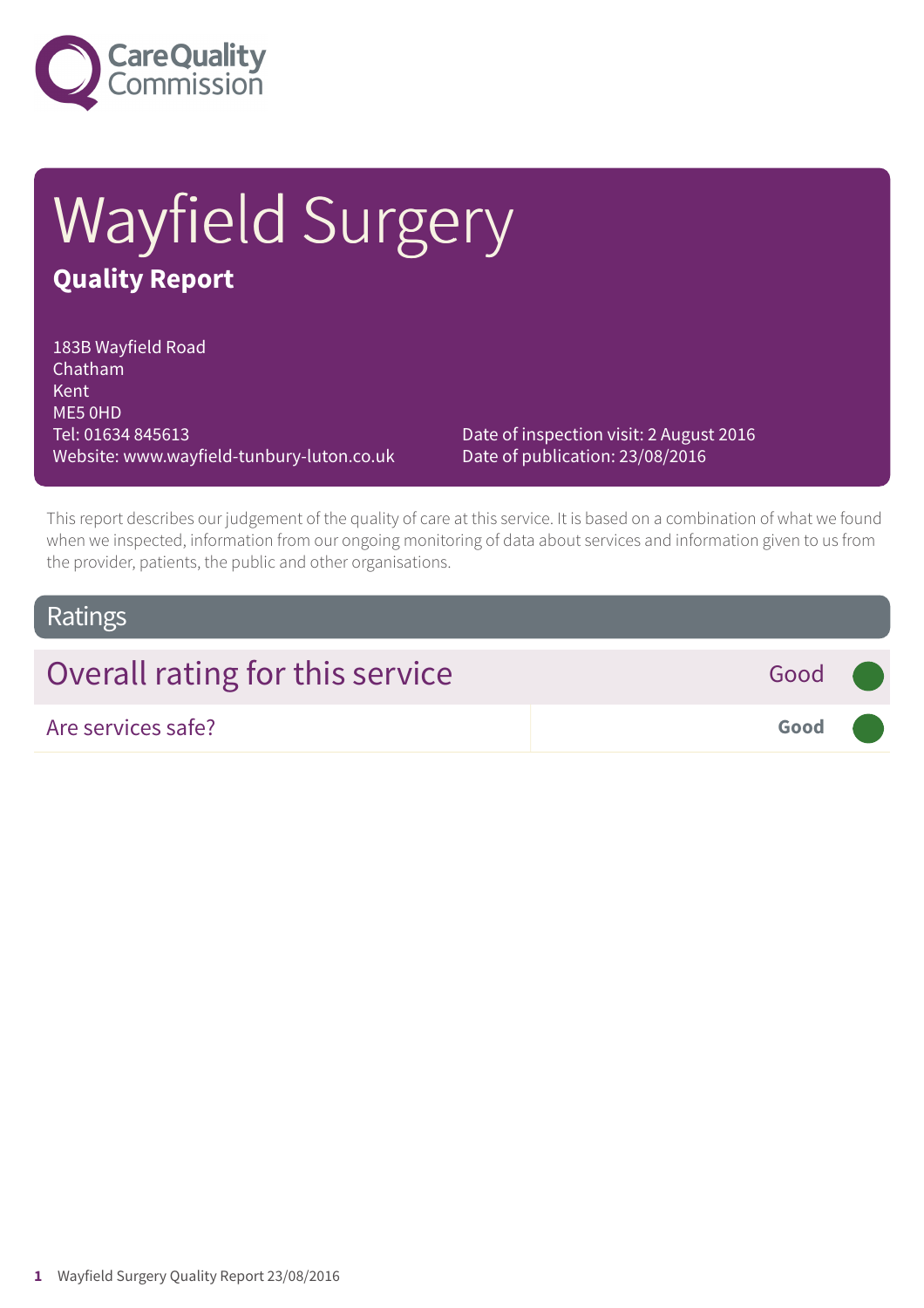Care Quality Commission

# Wayfield Surgery

## Quality Report

183B Wayfield Road
Chatham
Kent
ME5 0HD
Tel: 01634 845613
Website: www.wayfield-tunbury-luton.co.uk

Date of inspection visit: 2 August 2016
Date of publication: 23/08/2016

This report describes our judgement of the quality of care at this service. It is based on a combination of what we found when we inspected, information from our ongoing monitoring of data about services and information given to us from the provider, patients, the public and other organisations.

## Ratings

| Overall rating for this service | Good |
|---|---|
| Are services safe? | **Good** |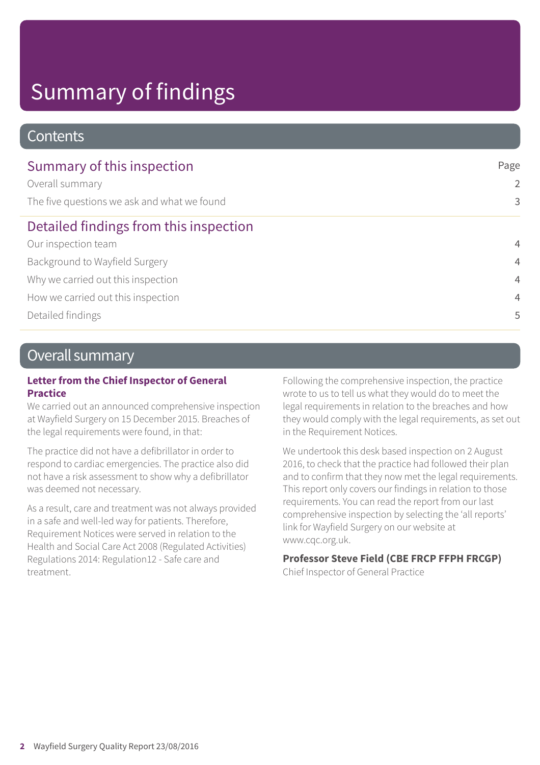# Summary of findings

## Contents

### Summary of this inspection

| | Page |
|---|---|
| Overall summary | 2 |
| The five questions we ask and what we found | 3 |

### Detailed findings from this inspection

| | |
|---|---|
| Our inspection team | 4 |
| Background to Wayfield Surgery | 4 |
| Why we carried out this inspection | 4 |
| How we carried out this inspection | 4 |
| Detailed findings | 5 |

## Overall summary

**Letter from the Chief Inspector of General Practice**

We carried out an announced comprehensive inspection at Wayfield Surgery on 15 December 2015. Breaches of the legal requirements were found, in that:

The practice did not have a defibrillator in order to respond to cardiac emergencies. The practice also did not have a risk assessment to show why a defibrillator was deemed not necessary.

As a result, care and treatment was not always provided in a safe and well-led way for patients. Therefore, Requirement Notices were served in relation to the Health and Social Care Act 2008 (Regulated Activities) Regulations 2014: Regulation12 - Safe care and treatment.

Following the comprehensive inspection, the practice wrote to us to tell us what they would do to meet the legal requirements in relation to the breaches and how they would comply with the legal requirements, as set out in the Requirement Notices.

We undertook this desk based inspection on 2 August 2016, to check that the practice had followed their plan and to confirm that they now met the legal requirements. This report only covers our findings in relation to those requirements. You can read the report from our last comprehensive inspection by selecting the 'all reports' link for Wayfield Surgery on our website at www.cqc.org.uk.

**Professor Steve Field (CBE FRCP FFPH FRCGP)**
Chief Inspector of General Practice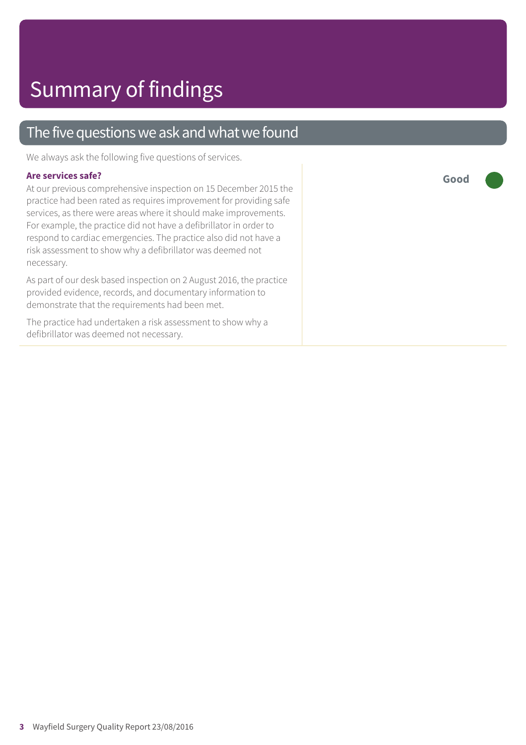# Summary of findings

## The five questions we ask and what we found

We always ask the following five questions of services.

**Are services safe?**

**Good**

At our previous comprehensive inspection on 15 December 2015 the practice had been rated as requires improvement for providing safe services, as there were areas where it should make improvements. For example, the practice did not have a defibrillator in order to respond to cardiac emergencies. The practice also did not have a risk assessment to show why a defibrillator was deemed not necessary.

As part of our desk based inspection on 2 August 2016, the practice provided evidence, records, and documentary information to demonstrate that the requirements had been met.

The practice had undertaken a risk assessment to show why a defibrillator was deemed not necessary.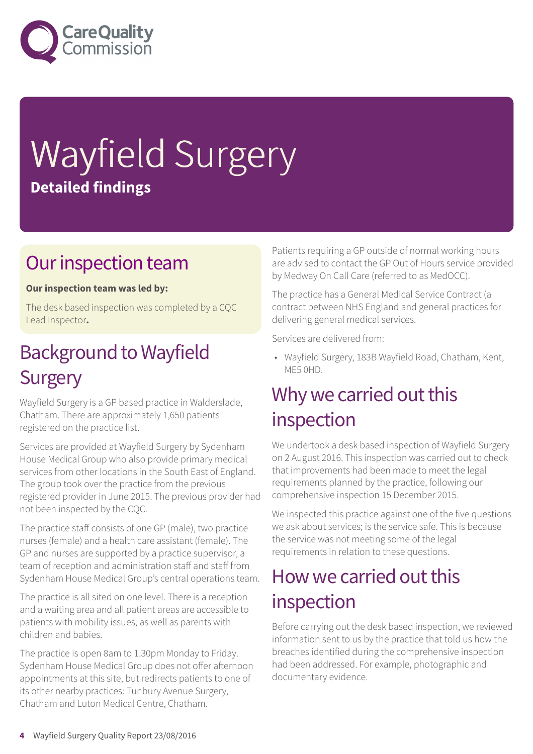# Wayfield Surgery

**Detailed findings**

## Our inspection team

**Our inspection team was led by:**

The desk based inspection was completed by a CQC Lead Inspector**.**

## Background to Wayfield Surgery

Wayfield Surgery is a GP based practice in Walderslade, Chatham. There are approximately 1,650 patients registered on the practice list.

Services are provided at Wayfield Surgery by Sydenham House Medical Group who also provide primary medical services from other locations in the South East of England. The group took over the practice from the previous registered provider in June 2015. The previous provider had not been inspected by the CQC.

The practice staff consists of one GP (male), two practice nurses (female) and a health care assistant (female). The GP and nurses are supported by a practice supervisor, a team of reception and administration staff and staff from Sydenham House Medical Group's central operations team.

The practice is all sited on one level. There is a reception and a waiting area and all patient areas are accessible to patients with mobility issues, as well as parents with children and babies.

The practice is open 8am to 1.30pm Monday to Friday. Sydenham House Medical Group does not offer afternoon appointments at this site, but redirects patients to one of its other nearby practices: Tunbury Avenue Surgery, Chatham and Luton Medical Centre, Chatham.

Patients requiring a GP outside of normal working hours are advised to contact the GP Out of Hours service provided by Medway On Call Care (referred to as MedOCC).

The practice has a General Medical Service Contract (a contract between NHS England and general practices for delivering general medical services.

Services are delivered from:

- Wayfield Surgery, 183B Wayfield Road, Chatham, Kent, ME5 0HD.

## Why we carried out this inspection

We undertook a desk based inspection of Wayfield Surgery on 2 August 2016. This inspection was carried out to check that improvements had been made to meet the legal requirements planned by the practice, following our comprehensive inspection 15 December 2015.

We inspected this practice against one of the five questions we ask about services; is the service safe. This is because the service was not meeting some of the legal requirements in relation to these questions.

## How we carried out this inspection

Before carrying out the desk based inspection, we reviewed information sent to us by the practice that told us how the breaches identified during the comprehensive inspection had been addressed. For example, photographic and documentary evidence.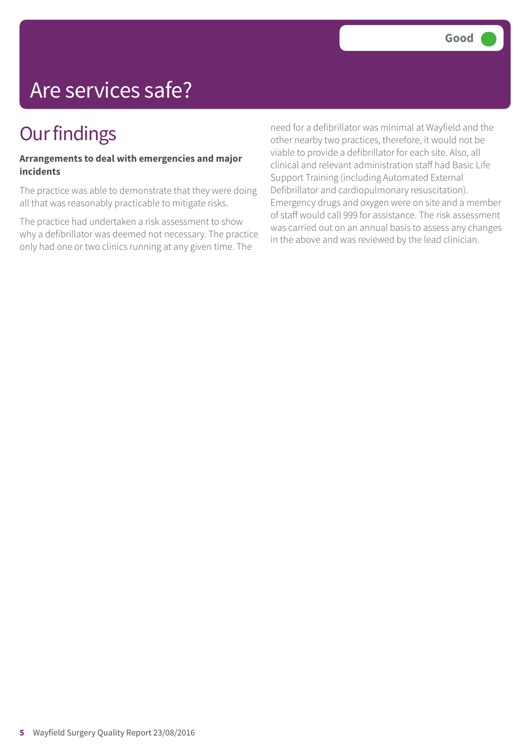# Are services safe?

Good

## Our findings

**Arrangements to deal with emergencies and major incidents**

The practice was able to demonstrate that they were doing all that was reasonably practicable to mitigate risks.

The practice had undertaken a risk assessment to show why a defibrillator was deemed not necessary. The practice only had one or two clinics running at any given time. The need for a defibrillator was minimal at Wayfield and the other nearby two practices, therefore, it would not be viable to provide a defibrillator for each site. Also, all clinical and relevant administration staff had Basic Life Support Training (including Automated External Defibrillator and cardiopulmonary resuscitation). Emergency drugs and oxygen were on site and a member of staff would call 999 for assistance. The risk assessment was carried out on an annual basis to assess any changes in the above and was reviewed by the lead clinician.